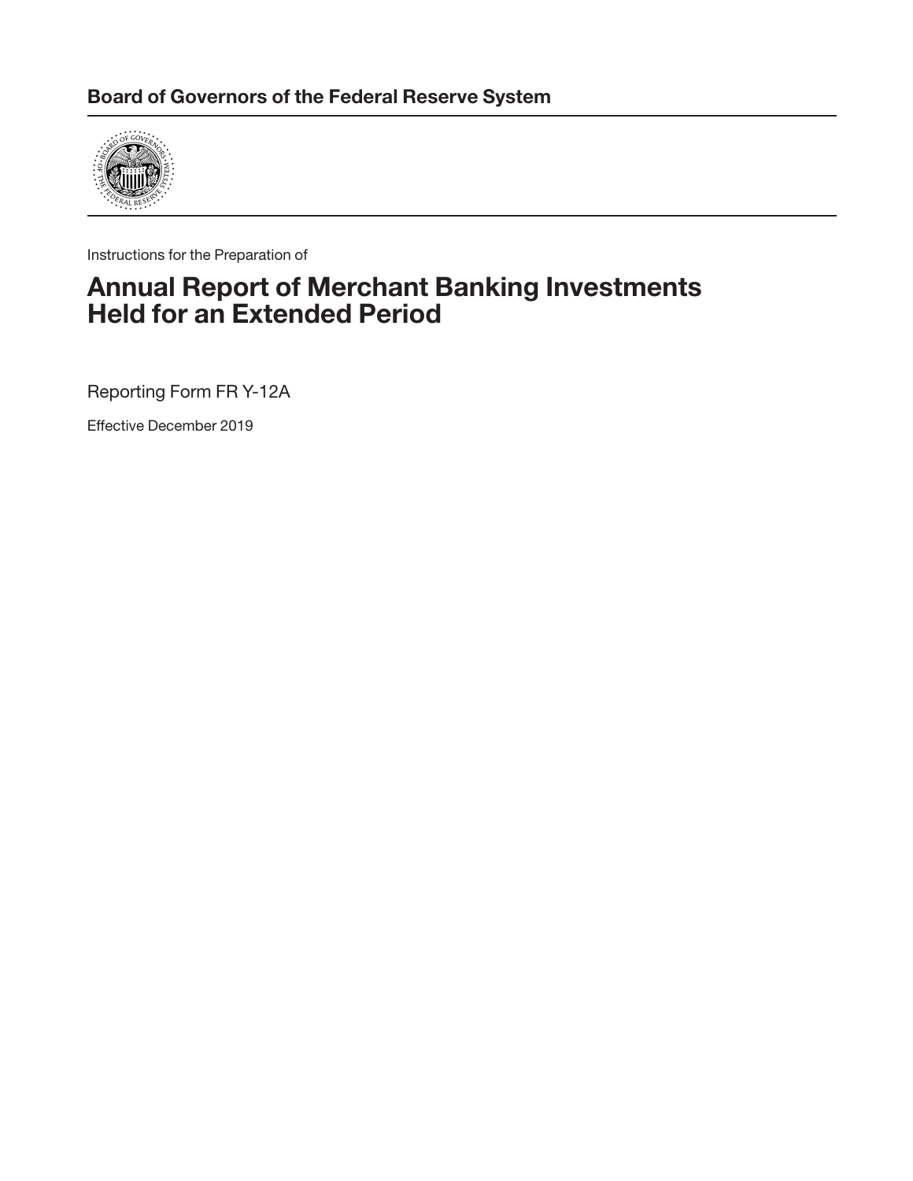**Board of Governors of the Federal Reserve System**

Instructions for the Preparation of

# Annual Report of Merchant Banking Investments Held for an Extended Period

Reporting Form FR Y-12A

Effective December 2019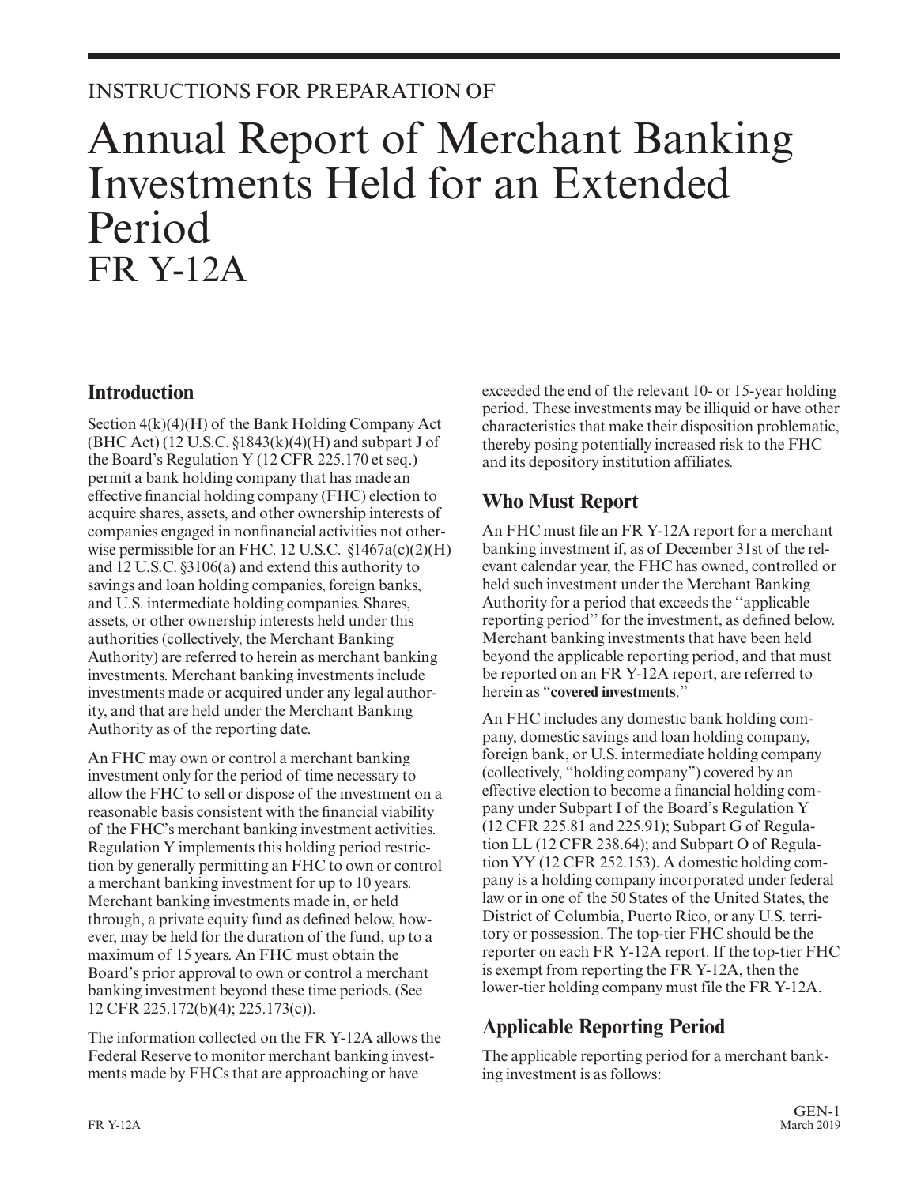INSTRUCTIONS FOR PREPARATION OF

# Annual Report of Merchant Banking Investments Held for an Extended Period FR Y-12A

## Introduction

Section 4(k)(4)(H) of the Bank Holding Company Act (BHC Act) (12 U.S.C. §1843(k)(4)(H) and subpart J of the Board's Regulation Y (12 CFR 225.170 et seq.) permit a bank holding company that has made an effective financial holding company (FHC) election to acquire shares, assets, and other ownership interests of companies engaged in nonfinancial activities not otherwise permissible for an FHC. 12 U.S.C. §1467a(c)(2)(H) and 12 U.S.C. §3106(a) and extend this authority to savings and loan holding companies, foreign banks, and U.S. intermediate holding companies. Shares, assets, or other ownership interests held under this authorities (collectively, the Merchant Banking Authority) are referred to herein as merchant banking investments. Merchant banking investments include investments made or acquired under any legal authority, and that are held under the Merchant Banking Authority as of the reporting date.

An FHC may own or control a merchant banking investment only for the period of time necessary to allow the FHC to sell or dispose of the investment on a reasonable basis consistent with the financial viability of the FHC's merchant banking investment activities. Regulation Y implements this holding period restriction by generally permitting an FHC to own or control a merchant banking investment for up to 10 years. Merchant banking investments made in, or held through, a private equity fund as defined below, however, may be held for the duration of the fund, up to a maximum of 15 years. An FHC must obtain the Board's prior approval to own or control a merchant banking investment beyond these time periods. (See 12 CFR 225.172(b)(4); 225.173(c)).

The information collected on the FR Y-12A allows the Federal Reserve to monitor merchant banking investments made by FHCs that are approaching or have exceeded the end of the relevant 10- or 15-year holding period. These investments may be illiquid or have other characteristics that make their disposition problematic, thereby posing potentially increased risk to the FHC and its depository institution affiliates.

## Who Must Report

An FHC must file an FR Y-12A report for a merchant banking investment if, as of December 31st of the relevant calendar year, the FHC has owned, controlled or held such investment under the Merchant Banking Authority for a period that exceeds the ''applicable reporting period'' for the investment, as defined below. Merchant banking investments that have been held beyond the applicable reporting period, and that must be reported on an FR Y-12A report, are referred to herein as "**covered investments**."

An FHC includes any domestic bank holding company, domestic savings and loan holding company, foreign bank, or U.S. intermediate holding company (collectively, "holding company") covered by an effective election to become a financial holding company under Subpart I of the Board's Regulation Y (12 CFR 225.81 and 225.91); Subpart G of Regulation LL (12 CFR 238.64); and Subpart O of Regulation YY (12 CFR 252.153). A domestic holding company is a holding company incorporated under federal law or in one of the 50 States of the United States, the District of Columbia, Puerto Rico, or any U.S. territory or possession. The top-tier FHC should be the reporter on each FR Y-12A report. If the top-tier FHC is exempt from reporting the FR Y-12A, then the lower-tier holding company must file the FR Y-12A.

## Applicable Reporting Period

The applicable reporting period for a merchant banking investment is as follows: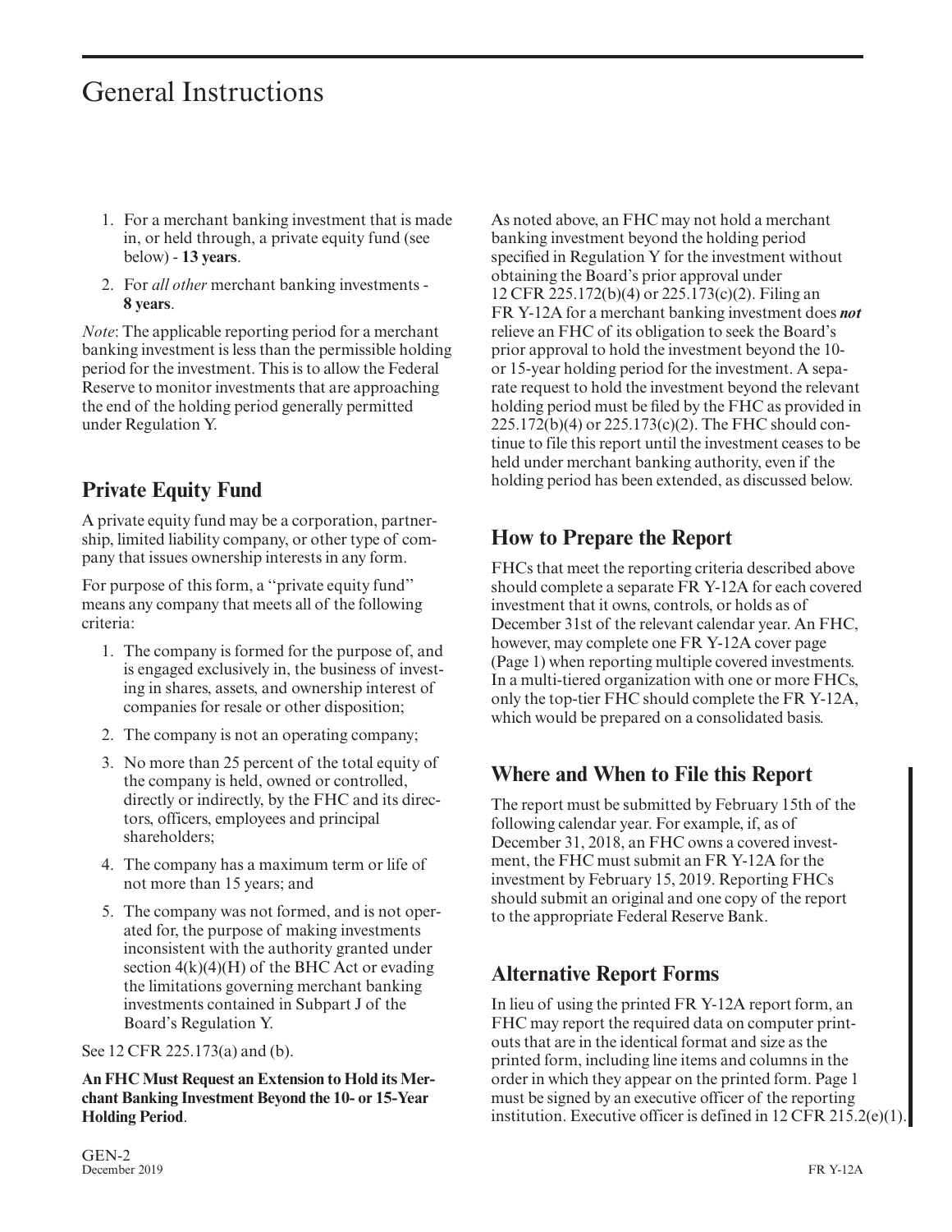# General Instructions

1. For a merchant banking investment that is made in, or held through, a private equity fund (see below) - **13 years**.
2. For *all other* merchant banking investments - **8 years**.

*Note*: The applicable reporting period for a merchant banking investment is less than the permissible holding period for the investment. This is to allow the Federal Reserve to monitor investments that are approaching the end of the holding period generally permitted under Regulation Y.

## Private Equity Fund

A private equity fund may be a corporation, partnership, limited liability company, or other type of company that issues ownership interests in any form.

For purpose of this form, a ''private equity fund'' means any company that meets all of the following criteria:

1. The company is formed for the purpose of, and is engaged exclusively in, the business of investing in shares, assets, and ownership interest of companies for resale or other disposition;
2. The company is not an operating company;
3. No more than 25 percent of the total equity of the company is held, owned or controlled, directly or indirectly, by the FHC and its directors, officers, employees and principal shareholders;
4. The company has a maximum term or life of not more than 15 years; and
5. The company was not formed, and is not operated for, the purpose of making investments inconsistent with the authority granted under section 4(k)(4)(H) of the BHC Act or evading the limitations governing merchant banking investments contained in Subpart J of the Board's Regulation Y.

See 12 CFR 225.173(a) and (b).

**An FHC Must Request an Extension to Hold its Merchant Banking Investment Beyond the 10- or 15-Year Holding Period**.

As noted above, an FHC may not hold a merchant banking investment beyond the holding period specified in Regulation Y for the investment without obtaining the Board's prior approval under 12 CFR 225.172(b)(4) or 225.173(c)(2). Filing an FR Y-12A for a merchant banking investment does ***not*** relieve an FHC of its obligation to seek the Board's prior approval to hold the investment beyond the 10- or 15-year holding period for the investment. A separate request to hold the investment beyond the relevant holding period must be filed by the FHC as provided in 225.172(b)(4) or 225.173(c)(2). The FHC should continue to file this report until the investment ceases to be held under merchant banking authority, even if the holding period has been extended, as discussed below.

## How to Prepare the Report

FHCs that meet the reporting criteria described above should complete a separate FR Y-12A for each covered investment that it owns, controls, or holds as of December 31st of the relevant calendar year. An FHC, however, may complete one FR Y-12A cover page (Page 1) when reporting multiple covered investments. In a multi-tiered organization with one or more FHCs, only the top-tier FHC should complete the FR Y-12A, which would be prepared on a consolidated basis.

## Where and When to File this Report

The report must be submitted by February 15th of the following calendar year. For example, if, as of December 31, 2018, an FHC owns a covered investment, the FHC must submit an FR Y-12A for the investment by February 15, 2019. Reporting FHCs should submit an original and one copy of the report to the appropriate Federal Reserve Bank.

## Alternative Report Forms

In lieu of using the printed FR Y-12A report form, an FHC may report the required data on computer printouts that are in the identical format and size as the printed form, including line items and columns in the order in which they appear on the printed form. Page 1 must be signed by an executive officer of the reporting institution. Executive officer is defined in 12 CFR 215.2(e)(1).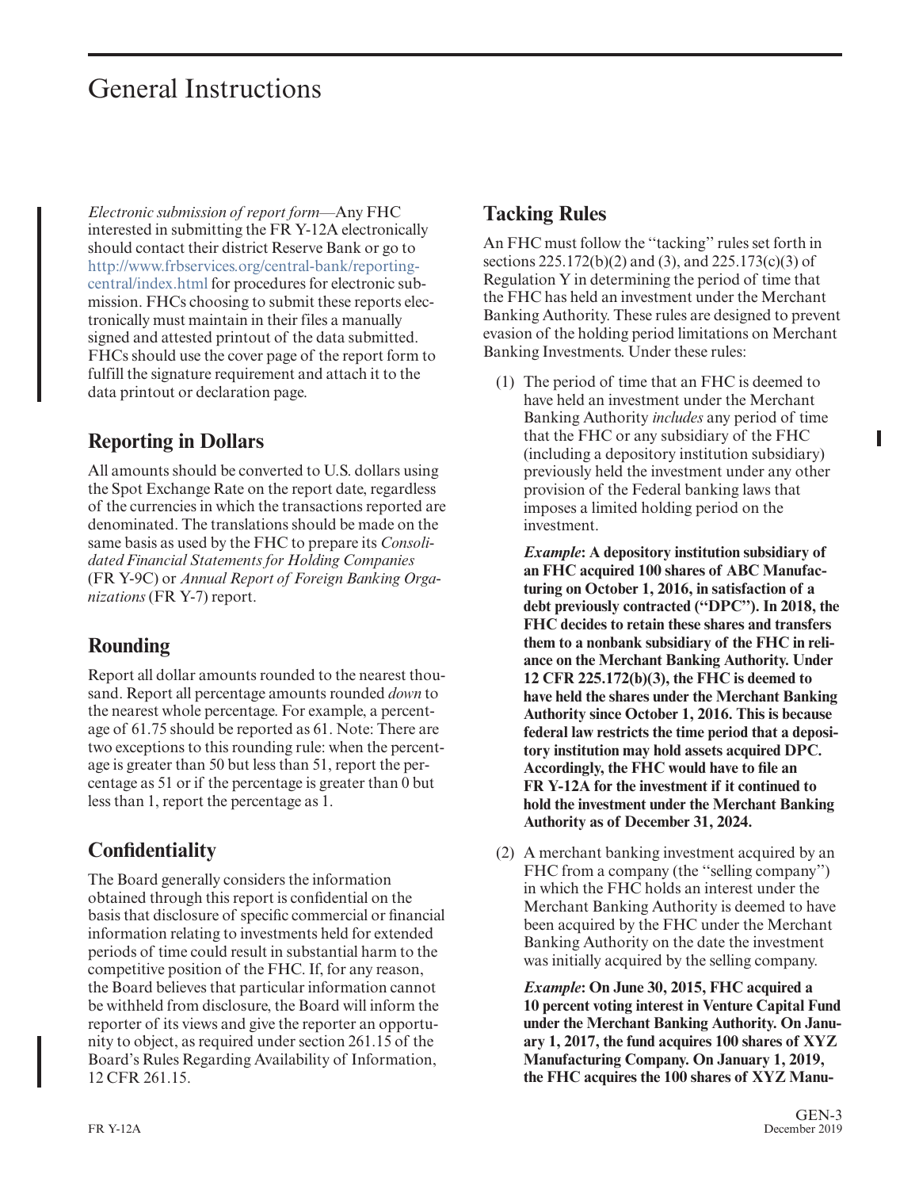# General Instructions

*Electronic submission of report form*—Any FHC interested in submitting the FR Y-12A electronically should contact their district Reserve Bank or go to http://www.frbservices.org/central-bank/reporting-central/index.html for procedures for electronic submission. FHCs choosing to submit these reports electronically must maintain in their files a manually signed and attested printout of the data submitted. FHCs should use the cover page of the report form to fulfill the signature requirement and attach it to the data printout or declaration page.

## Reporting in Dollars

All amounts should be converted to U.S. dollars using the Spot Exchange Rate on the report date, regardless of the currencies in which the transactions reported are denominated. The translations should be made on the same basis as used by the FHC to prepare its *Consolidated Financial Statements for Holding Companies* (FR Y-9C) or *Annual Report of Foreign Banking Organizations* (FR Y-7) report.

## Rounding

Report all dollar amounts rounded to the nearest thousand. Report all percentage amounts rounded *down* to the nearest whole percentage. For example, a percentage of 61.75 should be reported as 61. Note: There are two exceptions to this rounding rule: when the percentage is greater than 50 but less than 51, report the percentage as 51 or if the percentage is greater than 0 but less than 1, report the percentage as 1.

## Confidentiality

The Board generally considers the information obtained through this report is confidential on the basis that disclosure of specific commercial or financial information relating to investments held for extended periods of time could result in substantial harm to the competitive position of the FHC. If, for any reason, the Board believes that particular information cannot be withheld from disclosure, the Board will inform the reporter of its views and give the reporter an opportunity to object, as required under section 261.15 of the Board's Rules Regarding Availability of Information, 12 CFR 261.15.

## Tacking Rules

An FHC must follow the "tacking" rules set forth in sections 225.172(b)(2) and (3), and 225.173(c)(3) of Regulation Y in determining the period of time that the FHC has held an investment under the Merchant Banking Authority. These rules are designed to prevent evasion of the holding period limitations on Merchant Banking Investments. Under these rules:

(1) The period of time that an FHC is deemed to have held an investment under the Merchant Banking Authority *includes* any period of time that the FHC or any subsidiary of the FHC (including a depository institution subsidiary) previously held the investment under any other provision of the Federal banking laws that imposes a limited holding period on the investment.

   ***Example*: A depository institution subsidiary of an FHC acquired 100 shares of ABC Manufacturing on October 1, 2016, in satisfaction of a debt previously contracted ("DPC"). In 2018, the FHC decides to retain these shares and transfers them to a nonbank subsidiary of the FHC in reliance on the Merchant Banking Authority. Under 12 CFR 225.172(b)(3), the FHC is deemed to have held the shares under the Merchant Banking Authority since October 1, 2016. This is because federal law restricts the time period that a depository institution may hold assets acquired DPC. Accordingly, the FHC would have to file an FR Y-12A for the investment if it continued to hold the investment under the Merchant Banking Authority as of December 31, 2024.**

(2) A merchant banking investment acquired by an FHC from a company (the "selling company") in which the FHC holds an interest under the Merchant Banking Authority is deemed to have been acquired by the FHC under the Merchant Banking Authority on the date the investment was initially acquired by the selling company.

   ***Example*: On June 30, 2015, FHC acquired a 10 percent voting interest in Venture Capital Fund under the Merchant Banking Authority. On January 1, 2017, the fund acquires 100 shares of XYZ Manufacturing Company. On January 1, 2019, the FHC acquires the 100 shares of XYZ Manu-**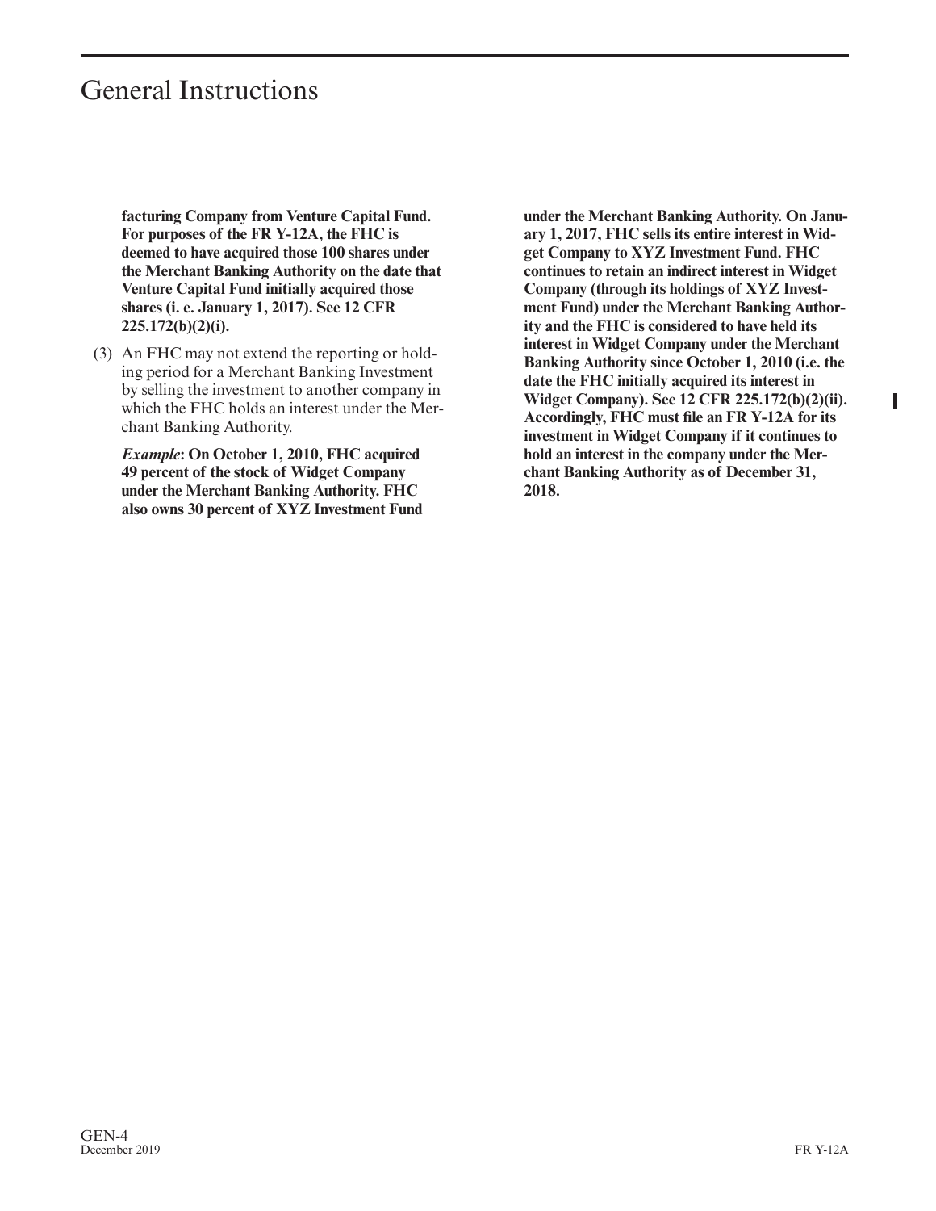**facturing Company from Venture Capital Fund. For purposes of the FR Y-12A, the FHC is deemed to have acquired those 100 shares under the Merchant Banking Authority on the date that Venture Capital Fund initially acquired those shares (i. e. January 1, 2017). See 12 CFR 225.172(b)(2)(i).**

(3) An FHC may not extend the reporting or holding period for a Merchant Banking Investment by selling the investment to another company in which the FHC holds an interest under the Merchant Banking Authority.

*Example*: **On October 1, 2010, FHC acquired 49 percent of the stock of Widget Company under the Merchant Banking Authority. FHC also owns 30 percent of XYZ Investment Fund under the Merchant Banking Authority. On January 1, 2017, FHC sells its entire interest in Widget Company to XYZ Investment Fund. FHC continues to retain an indirect interest in Widget Company (through its holdings of XYZ Investment Fund) under the Merchant Banking Authority and the FHC is considered to have held its interest in Widget Company under the Merchant Banking Authority since October 1, 2010 (i.e. the date the FHC initially acquired its interest in Widget Company). See 12 CFR 225.172(b)(2)(ii). Accordingly, FHC must file an FR Y-12A for its investment in Widget Company if it continues to hold an interest in the company under the Merchant Banking Authority as of December 31, 2018.**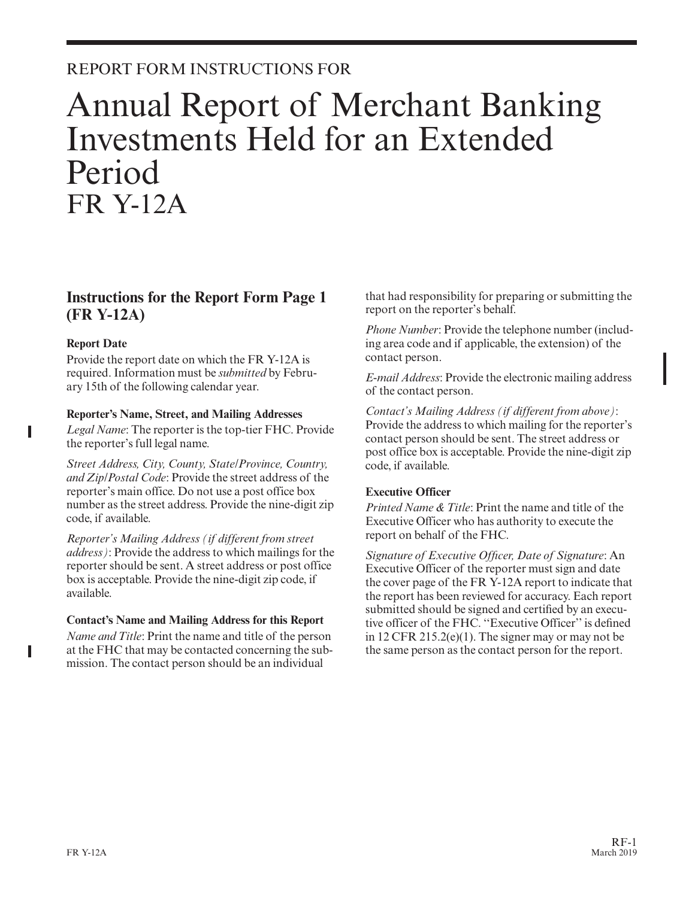REPORT FORM INSTRUCTIONS FOR

# Annual Report of Merchant Banking Investments Held for an Extended Period FR Y-12A

## Instructions for the Report Form Page 1 (FR Y-12A)

### Report Date

Provide the report date on which the FR Y-12A is required. Information must be *submitted* by February 15th of the following calendar year.

### Reporter's Name, Street, and Mailing Addresses

*Legal Name*: The reporter is the top-tier FHC. Provide the reporter's full legal name.

*Street Address, City, County, State/Province, Country, and Zip/Postal Code*: Provide the street address of the reporter's main office. Do not use a post office box number as the street address. Provide the nine-digit zip code, if available.

*Reporter's Mailing Address (if different from street address)*: Provide the address to which mailings for the reporter should be sent. A street address or post office box is acceptable. Provide the nine-digit zip code, if available.

### Contact's Name and Mailing Address for this Report

*Name and Title*: Print the name and title of the person at the FHC that may be contacted concerning the submission. The contact person should be an individual that had responsibility for preparing or submitting the report on the reporter's behalf.

*Phone Number*: Provide the telephone number (including area code and if applicable, the extension) of the contact person.

*E-mail Address*: Provide the electronic mailing address of the contact person.

*Contact's Mailing Address (if different from above)*: Provide the address to which mailing for the reporter's contact person should be sent. The street address or post office box is acceptable. Provide the nine-digit zip code, if available.

### Executive Officer

*Printed Name & Title*: Print the name and title of the Executive Officer who has authority to execute the report on behalf of the FHC.

*Signature of Executive Officer, Date of Signature*: An Executive Officer of the reporter must sign and date the cover page of the FR Y-12A report to indicate that the report has been reviewed for accuracy. Each report submitted should be signed and certified by an executive officer of the FHC. ''Executive Officer'' is defined in 12 CFR 215.2(e)(1). The signer may or may not be the same person as the contact person for the report.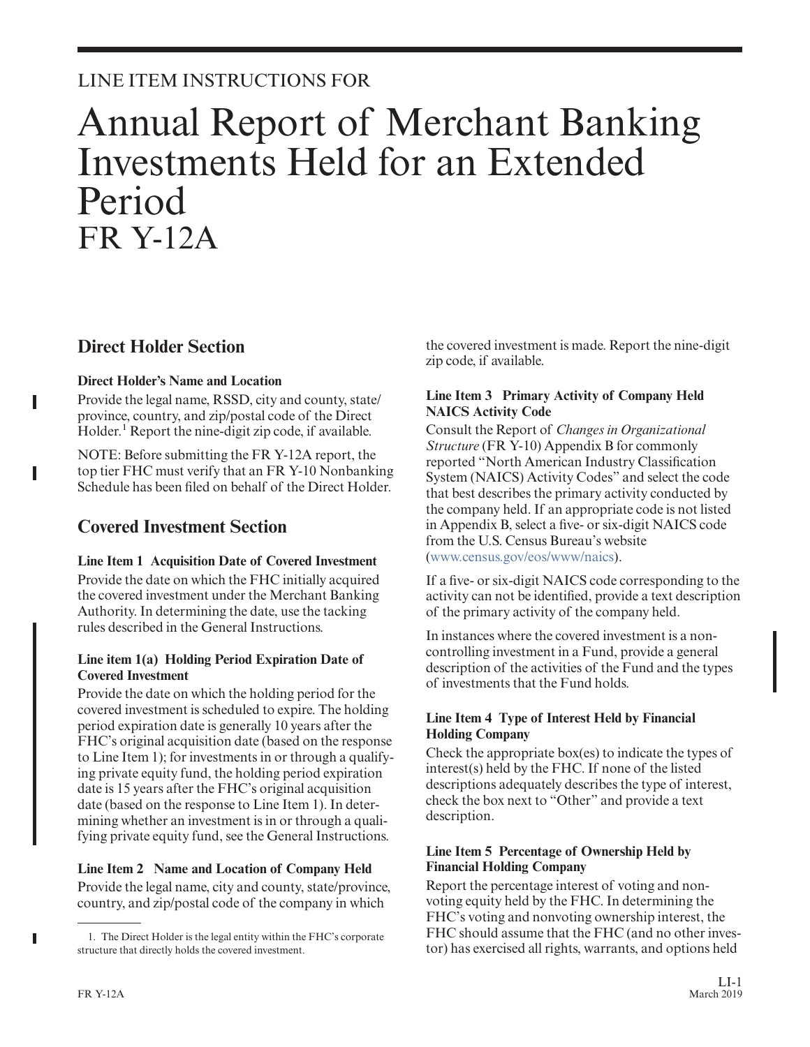LINE ITEM INSTRUCTIONS FOR

# Annual Report of Merchant Banking Investments Held for an Extended Period FR Y-12A

## Direct Holder Section

**Direct Holder's Name and Location**

Provide the legal name, RSSD, city and county, state/province, country, and zip/postal code of the Direct Holder.[1] Report the nine-digit zip code, if available.

NOTE: Before submitting the FR Y-12A report, the top tier FHC must verify that an FR Y-10 Nonbanking Schedule has been filed on behalf of the Direct Holder.

## Covered Investment Section

**Line Item 1 Acquisition Date of Covered Investment**

Provide the date on which the FHC initially acquired the covered investment under the Merchant Banking Authority. In determining the date, use the tacking rules described in the General Instructions.

**Line item 1(a) Holding Period Expiration Date of Covered Investment**

Provide the date on which the holding period for the covered investment is scheduled to expire. The holding period expiration date is generally 10 years after the FHC's original acquisition date (based on the response to Line Item 1); for investments in or through a qualifying private equity fund, the holding period expiration date is 15 years after the FHC's original acquisition date (based on the response to Line Item 1). In determining whether an investment is in or through a qualifying private equity fund, see the General Instructions.

**Line Item 2 Name and Location of Company Held**

Provide the legal name, city and county, state/province, country, and zip/postal code of the company in which the covered investment is made. Report the nine-digit zip code, if available.

**Line Item 3 Primary Activity of Company Held NAICS Activity Code**

Consult the Report of *Changes in Organizational Structure* (FR Y-10) Appendix B for commonly reported "North American Industry Classification System (NAICS) Activity Codes" and select the code that best describes the primary activity conducted by the company held. If an appropriate code is not listed in Appendix B, select a five- or six-digit NAICS code from the U.S. Census Bureau's website (www.census.gov/eos/www/naics).

If a five- or six-digit NAICS code corresponding to the activity can not be identified, provide a text description of the primary activity of the company held.

In instances where the covered investment is a non-controlling investment in a Fund, provide a general description of the activities of the Fund and the types of investments that the Fund holds.

**Line Item 4 Type of Interest Held by Financial Holding Company**

Check the appropriate box(es) to indicate the types of interest(s) held by the FHC. If none of the listed descriptions adequately describes the type of interest, check the box next to "Other" and provide a text description.

**Line Item 5 Percentage of Ownership Held by Financial Holding Company**

Report the percentage interest of voting and nonvoting equity held by the FHC. In determining the FHC's voting and nonvoting ownership interest, the FHC should assume that the FHC (and no other investor) has exercised all rights, warrants, and options held

[1] The Direct Holder is the legal entity within the FHC's corporate structure that directly holds the covered investment.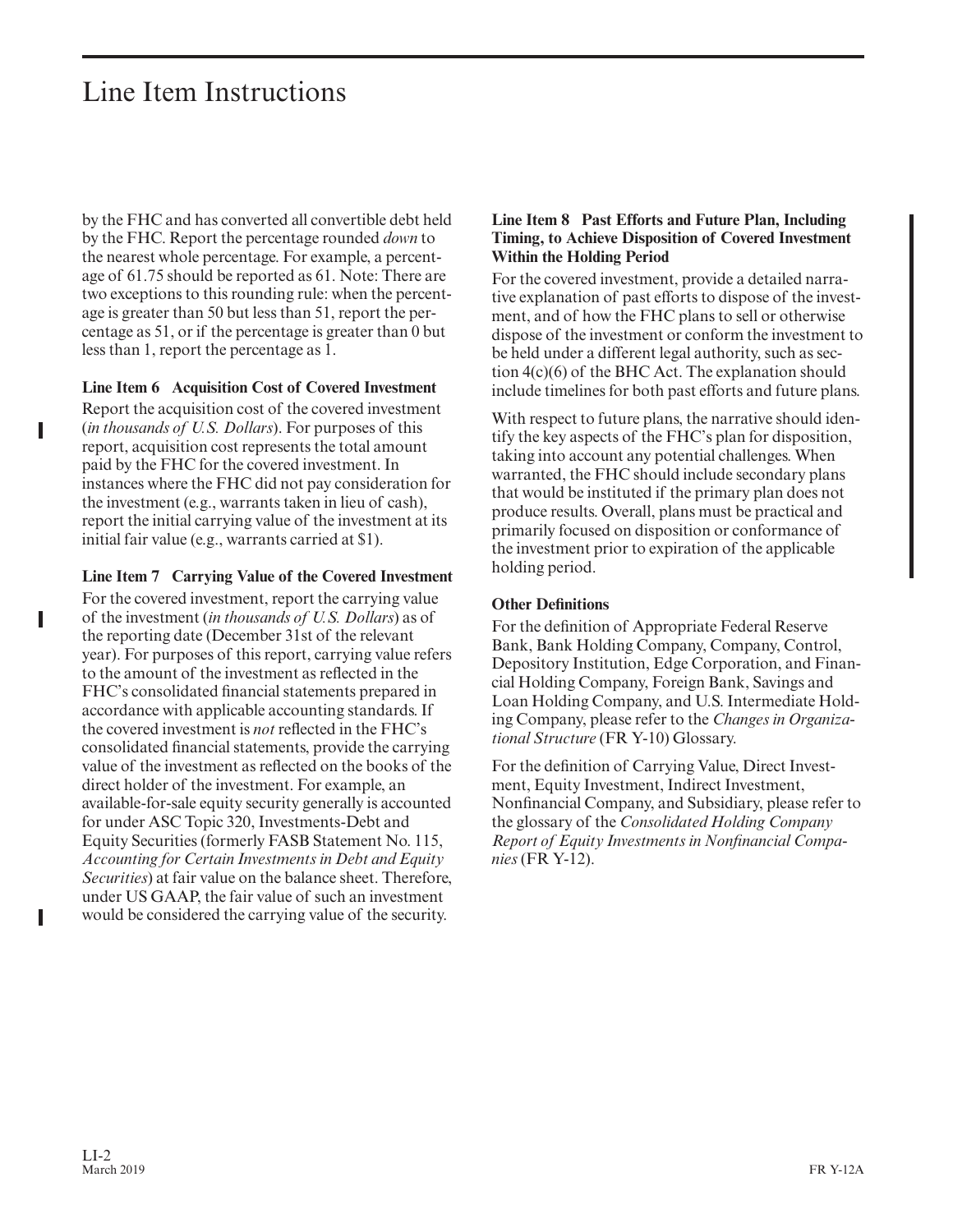by the FHC and has converted all convertible debt held by the FHC. Report the percentage rounded *down* to the nearest whole percentage. For example, a percentage of 61.75 should be reported as 61. Note: There are two exceptions to this rounding rule: when the percentage is greater than 50 but less than 51, report the percentage as 51, or if the percentage is greater than 0 but less than 1, report the percentage as 1.

**Line Item 6 Acquisition Cost of Covered Investment**

Report the acquisition cost of the covered investment (*in thousands of U.S. Dollars*). For purposes of this report, acquisition cost represents the total amount paid by the FHC for the covered investment. In instances where the FHC did not pay consideration for the investment (e.g., warrants taken in lieu of cash), report the initial carrying value of the investment at its initial fair value (e.g., warrants carried at $1).

**Line Item 7 Carrying Value of the Covered Investment**

For the covered investment, report the carrying value of the investment (*in thousands of U.S. Dollars*) as of the reporting date (December 31st of the relevant year). For purposes of this report, carrying value refers to the amount of the investment as reflected in the FHC's consolidated financial statements prepared in accordance with applicable accounting standards. If the covered investment is *not* reflected in the FHC's consolidated financial statements, provide the carrying value of the investment as reflected on the books of the direct holder of the investment. For example, an available-for-sale equity security generally is accounted for under ASC Topic 320, Investments-Debt and Equity Securities (formerly FASB Statement No. 115, *Accounting for Certain Investments in Debt and Equity Securities*) at fair value on the balance sheet. Therefore, under US GAAP, the fair value of such an investment would be considered the carrying value of the security.

**Line Item 8 Past Efforts and Future Plan, Including Timing, to Achieve Disposition of Covered Investment Within the Holding Period**

For the covered investment, provide a detailed narrative explanation of past efforts to dispose of the investment, and of how the FHC plans to sell or otherwise dispose of the investment or conform the investment to be held under a different legal authority, such as section 4(c)(6) of the BHC Act. The explanation should include timelines for both past efforts and future plans.

With respect to future plans, the narrative should identify the key aspects of the FHC's plan for disposition, taking into account any potential challenges. When warranted, the FHC should include secondary plans that would be instituted if the primary plan does not produce results. Overall, plans must be practical and primarily focused on disposition or conformance of the investment prior to expiration of the applicable holding period.

**Other Definitions**

For the definition of Appropriate Federal Reserve Bank, Bank Holding Company, Company, Control, Depository Institution, Edge Corporation, and Financial Holding Company, Foreign Bank, Savings and Loan Holding Company, and U.S. Intermediate Holding Company, please refer to the *Changes in Organizational Structure* (FR Y-10) Glossary.

For the definition of Carrying Value, Direct Investment, Equity Investment, Indirect Investment, Nonfinancial Company, and Subsidiary, please refer to the glossary of the *Consolidated Holding Company Report of Equity Investments in Nonfinancial Companies* (FR Y-12).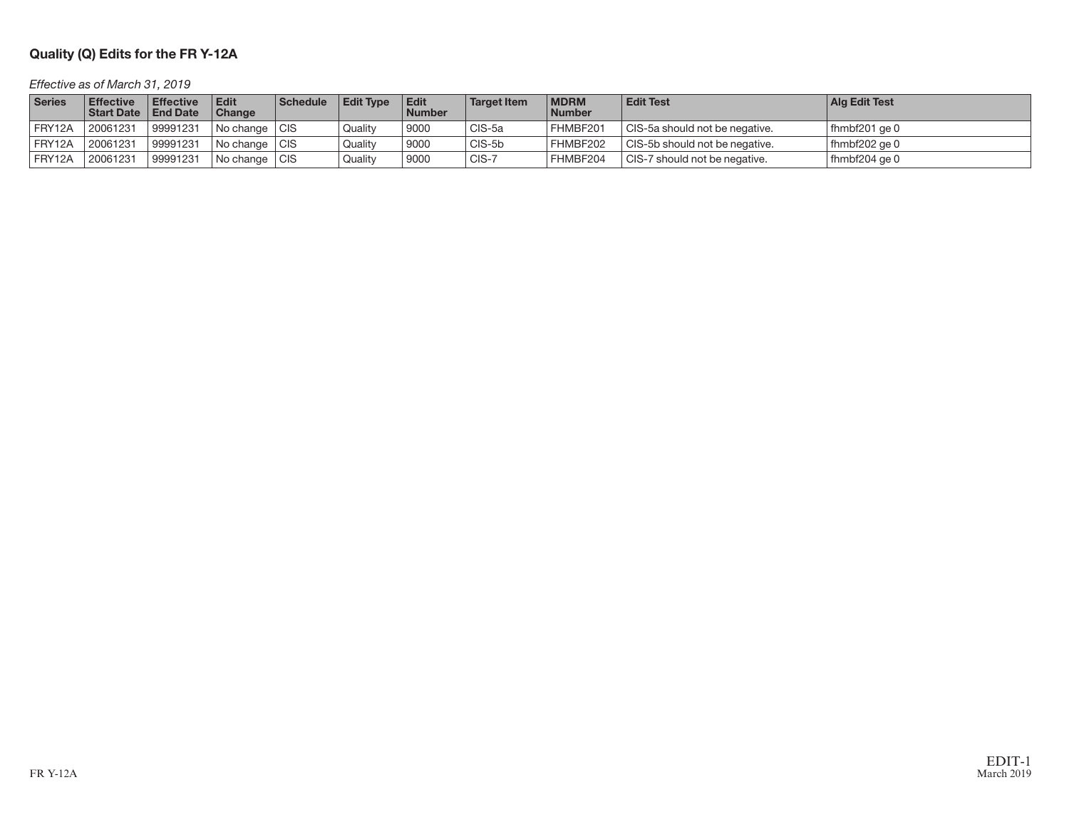## Quality (Q) Edits for the FR Y-12A

*Effective as of March 31, 2019*

| Series | Effective Start Date | Effective End Date | Edit Change | Schedule | Edit Type | Edit Number | Target Item | MDRM Number | Edit Test | Alg Edit Test |
|---|---|---|---|---|---|---|---|---|---|---|
| FRY12A | 20061231 | 99991231 | No change | CIS | Quality | 9000 | CIS-5a | FHMBF201 | CIS-5a should not be negative. | fhmbf201 ge 0 |
| FRY12A | 20061231 | 99991231 | No change | CIS | Quality | 9000 | CIS-5b | FHMBF202 | CIS-5b should not be negative. | fhmbf202 ge 0 |
| FRY12A | 20061231 | 99991231 | No change | CIS | Quality | 9000 | CIS-7 | FHMBF204 | CIS-7 should not be negative. | fhmbf204 ge 0 |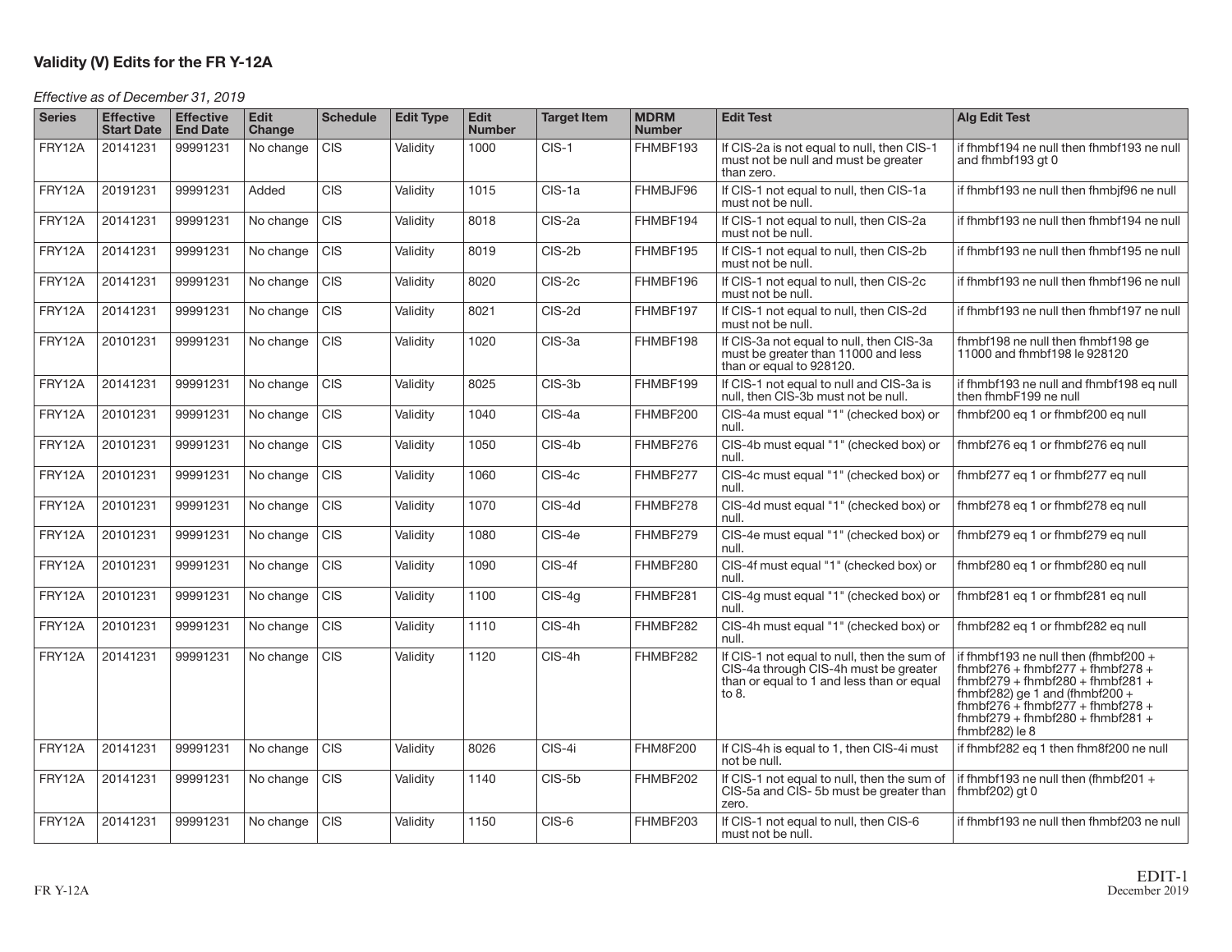## Validity (V) Edits for the FR Y-12A

*Effective as of December 31, 2019*

| Series | Effective Start Date | Effective End Date | Edit Change | Schedule | Edit Type | Edit Number | Target Item | MDRM Number | Edit Test | Alg Edit Test |
|---|---|---|---|---|---|---|---|---|---|---|
| FRY12A | 20141231 | 99991231 | No change | CIS | Validity | 1000 | CIS-1 | FHMBF193 | If CIS-2a is not equal to null, then CIS-1 must not be null and must be greater than zero. | if fhmbf194 ne null then fhmbf193 ne null and fhmbf193 gt 0 |
| FRY12A | 20191231 | 99991231 | Added | CIS | Validity | 1015 | CIS-1a | FHMBJF96 | If CIS-1 not equal to null, then CIS-1a must not be null. | if fhmbf193 ne null then fhmbjf96 ne null |
| FRY12A | 20141231 | 99991231 | No change | CIS | Validity | 8018 | CIS-2a | FHMBF194 | If CIS-1 not equal to null, then CIS-2a must not be null. | if fhmbf193 ne null then fhmbf194 ne null |
| FRY12A | 20141231 | 99991231 | No change | CIS | Validity | 8019 | CIS-2b | FHMBF195 | If CIS-1 not equal to null, then CIS-2b must not be null. | if fhmbf193 ne null then fhmbf195 ne null |
| FRY12A | 20141231 | 99991231 | No change | CIS | Validity | 8020 | CIS-2c | FHMBF196 | If CIS-1 not equal to null, then CIS-2c must not be null. | if fhmbf193 ne null then fhmbf196 ne null |
| FRY12A | 20141231 | 99991231 | No change | CIS | Validity | 8021 | CIS-2d | FHMBF197 | If CIS-1 not equal to null, then CIS-2d must not be null. | if fhmbf193 ne null then fhmbf197 ne null |
| FRY12A | 20101231 | 99991231 | No change | CIS | Validity | 1020 | CIS-3a | FHMBF198 | If CIS-3a not equal to null, then CIS-3a must be greater than 11000 and less than or equal to 928120. | fhmbf198 ne null then fhmbf198 ge 11000 and fhmbf198 le 928120 |
| FRY12A | 20141231 | 99991231 | No change | CIS | Validity | 8025 | CIS-3b | FHMBF199 | If CIS-1 not equal to null and CIS-3a is null, then CIS-3b must not be null. | if fhmbf193 ne null and fhmbf198 eq null then fhmbF199 ne null |
| FRY12A | 20101231 | 99991231 | No change | CIS | Validity | 1040 | CIS-4a | FHMBF200 | CIS-4a must equal "1" (checked box) or null. | fhmbf200 eq 1 or fhmbf200 eq null |
| FRY12A | 20101231 | 99991231 | No change | CIS | Validity | 1050 | CIS-4b | FHMBF276 | CIS-4b must equal "1" (checked box) or null. | fhmbf276 eq 1 or fhmbf276 eq null |
| FRY12A | 20101231 | 99991231 | No change | CIS | Validity | 1060 | CIS-4c | FHMBF277 | CIS-4c must equal "1" (checked box) or null. | fhmbf277 eq 1 or fhmbf277 eq null |
| FRY12A | 20101231 | 99991231 | No change | CIS | Validity | 1070 | CIS-4d | FHMBF278 | CIS-4d must equal "1" (checked box) or null. | fhmbf278 eq 1 or fhmbf278 eq null |
| FRY12A | 20101231 | 99991231 | No change | CIS | Validity | 1080 | CIS-4e | FHMBF279 | CIS-4e must equal "1" (checked box) or null. | fhmbf279 eq 1 or fhmbf279 eq null |
| FRY12A | 20101231 | 99991231 | No change | CIS | Validity | 1090 | CIS-4f | FHMBF280 | CIS-4f must equal "1" (checked box) or null. | fhmbf280 eq 1 or fhmbf280 eq null |
| FRY12A | 20101231 | 99991231 | No change | CIS | Validity | 1100 | CIS-4g | FHMBF281 | CIS-4g must equal "1" (checked box) or null. | fhmbf281 eq 1 or fhmbf281 eq null |
| FRY12A | 20101231 | 99991231 | No change | CIS | Validity | 1110 | CIS-4h | FHMBF282 | CIS-4h must equal "1" (checked box) or null. | fhmbf282 eq 1 or fhmbf282 eq null |
| FRY12A | 20141231 | 99991231 | No change | CIS | Validity | 1120 | CIS-4h | FHMBF282 | If CIS-1 not equal to null, then the sum of CIS-4a through CIS-4h must be greater than or equal to 1 and less than or equal to 8. | if fhmbf193 ne null then (fhmbf200 + fhmbf276 + fhmbf277 + fhmbf278 + fhmbf279 + fhmbf280 + fhmbf281 + fhmbf282) ge 1 and (fhmbf200 + fhmbf276 + fhmbf277 + fhmbf278 + fhmbf279 + fhmbf280 + fhmbf281 + fhmbf282) le 8 |
| FRY12A | 20141231 | 99991231 | No change | CIS | Validity | 8026 | CIS-4i | FHM8F200 | If CIS-4h is equal to 1, then CIS-4i must not be null. | if fhmbf282 eq 1 then fhm8f200 ne null |
| FRY12A | 20141231 | 99991231 | No change | CIS | Validity | 1140 | CIS-5b | FHMBF202 | If CIS-1 not equal to null, then the sum of CIS-5a and CIS- 5b must be greater than zero. | if fhmbf193 ne null then (fhmbf201 + fhmbf202) gt 0 |
| FRY12A | 20141231 | 99991231 | No change | CIS | Validity | 1150 | CIS-6 | FHMBF203 | If CIS-1 not equal to null, then CIS-6 must not be null. | if fhmbf193 ne null then fhmbf203 ne null |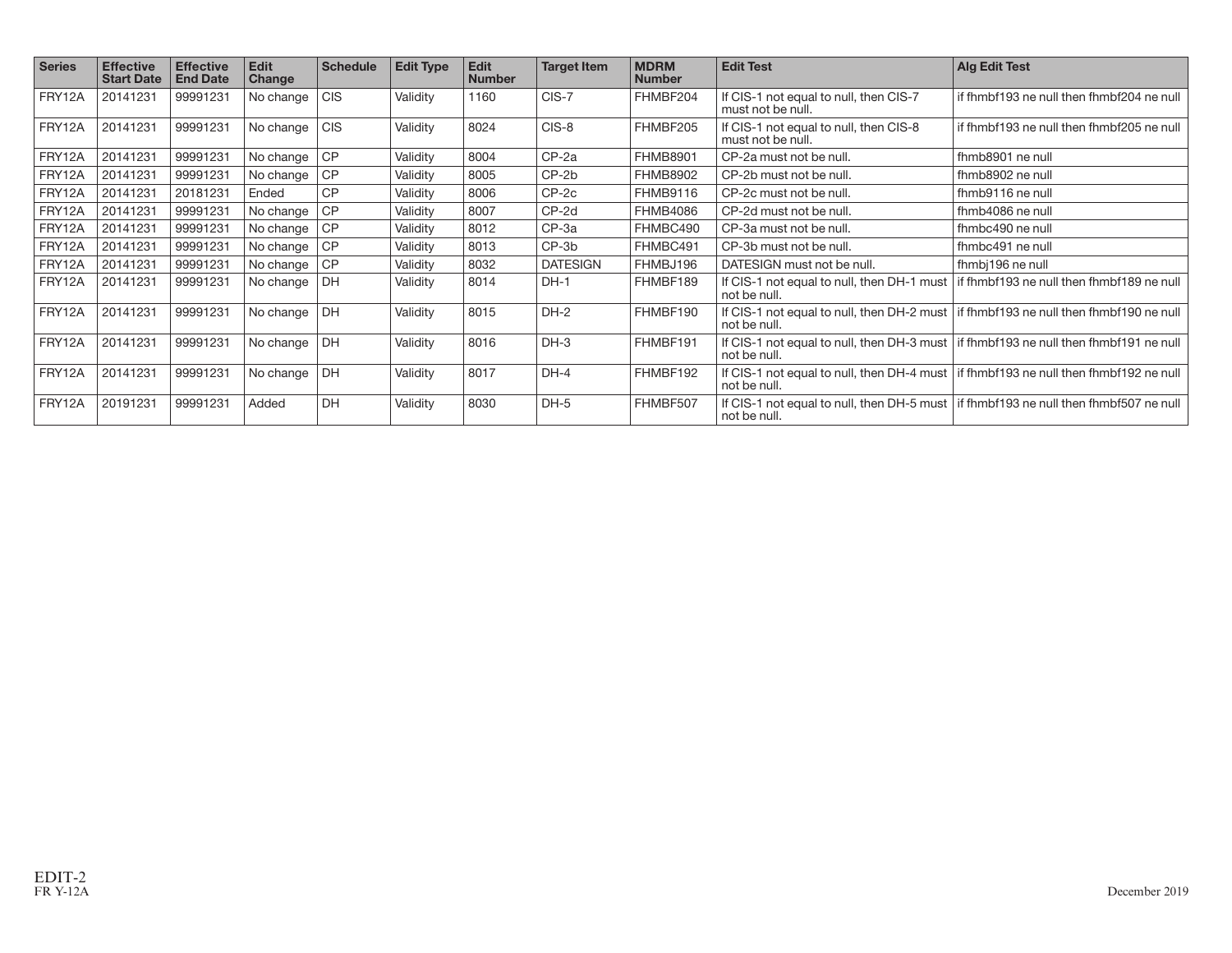| Series | Effective Start Date | Effective End Date | Edit Change | Schedule | Edit Type | Edit Number | Target Item | MDRM Number | Edit Test | Alg Edit Test |
|---|---|---|---|---|---|---|---|---|---|---|
| FRY12A | 20141231 | 99991231 | No change | CIS | Validity | 1160 | CIS-7 | FHMBF204 | If CIS-1 not equal to null, then CIS-7 must not be null. | if fhmbf193 ne null then fhmbf204 ne null |
| FRY12A | 20141231 | 99991231 | No change | CIS | Validity | 8024 | CIS-8 | FHMBF205 | If CIS-1 not equal to null, then CIS-8 must not be null. | if fhmbf193 ne null then fhmbf205 ne null |
| FRY12A | 20141231 | 99991231 | No change | CP | Validity | 8004 | CP-2a | FHMB8901 | CP-2a must not be null. | fhmb8901 ne null |
| FRY12A | 20141231 | 99991231 | No change | CP | Validity | 8005 | CP-2b | FHMB8902 | CP-2b must not be null. | fhmb8902 ne null |
| FRY12A | 20141231 | 20181231 | Ended | CP | Validity | 8006 | CP-2c | FHMB9116 | CP-2c must not be null. | fhmb9116 ne null |
| FRY12A | 20141231 | 99991231 | No change | CP | Validity | 8007 | CP-2d | FHMB4086 | CP-2d must not be null. | fhmb4086 ne null |
| FRY12A | 20141231 | 99991231 | No change | CP | Validity | 8012 | CP-3a | FHMBC490 | CP-3a must not be null. | fhmbc490 ne null |
| FRY12A | 20141231 | 99991231 | No change | CP | Validity | 8013 | CP-3b | FHMBC491 | CP-3b must not be null. | fhmbc491 ne null |
| FRY12A | 20141231 | 99991231 | No change | CP | Validity | 8032 | DATESIGN | FHMBJ196 | DATESIGN must not be null. | fhmbj196 ne null |
| FRY12A | 20141231 | 99991231 | No change | DH | Validity | 8014 | DH-1 | FHMBF189 | If CIS-1 not equal to null, then DH-1 must not be null. | if fhmbf193 ne null then fhmbf189 ne null |
| FRY12A | 20141231 | 99991231 | No change | DH | Validity | 8015 | DH-2 | FHMBF190 | If CIS-1 not equal to null, then DH-2 must not be null. | if fhmbf193 ne null then fhmbf190 ne null |
| FRY12A | 20141231 | 99991231 | No change | DH | Validity | 8016 | DH-3 | FHMBF191 | If CIS-1 not equal to null, then DH-3 must not be null. | if fhmbf193 ne null then fhmbf191 ne null |
| FRY12A | 20141231 | 99991231 | No change | DH | Validity | 8017 | DH-4 | FHMBF192 | If CIS-1 not equal to null, then DH-4 must not be null. | if fhmbf193 ne null then fhmbf192 ne null |
| FRY12A | 20191231 | 99991231 | Added | DH | Validity | 8030 | DH-5 | FHMBF507 | If CIS-1 not equal to null, then DH-5 must not be null. | if fhmbf193 ne null then fhmbf507 ne null |